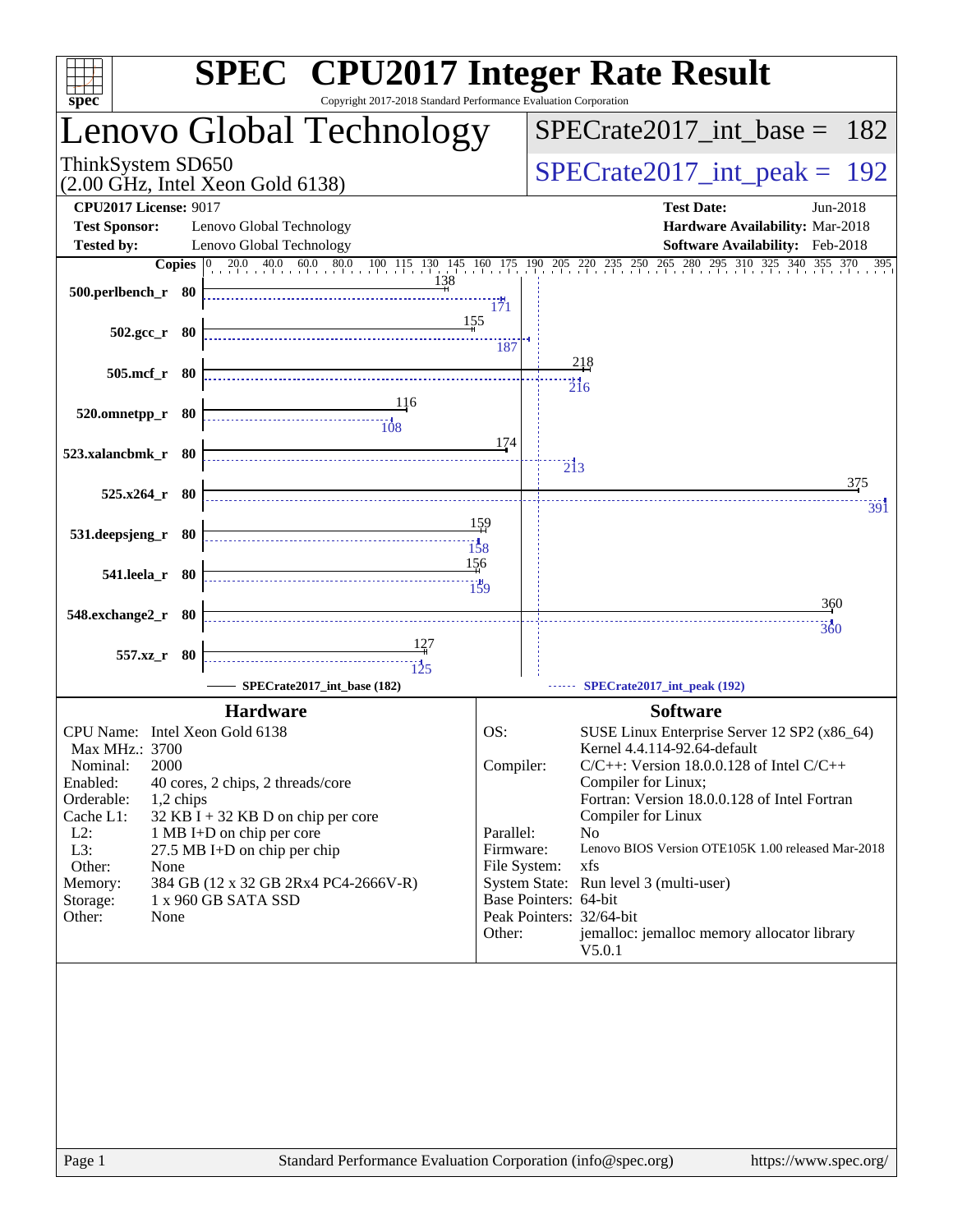# SPEC CPU2017 Integer Rate Result

Copyright 2017-2018 Standard Performance Evaluation Corporation

## Lenovo Global Technology

ThinkSystem SD650
(2.00 GHz, Intel Xeon Gold 6138)

SPECrate2017_int_base = 182

SPECrate2017_int_peak = 192

**CPU2017 License:** 9017
**Test Sponsor:** Lenovo Global Technology
**Tested by:** Lenovo Global Technology

**Test Date:** Jun-2018
**Hardware Availability:** Mar-2018
**Software Availability:** Feb-2018

| Benchmark | Copies | Base | Peak |
|---|---|---|---|
| 500.perlbench_r | 80 | 138 | 171 |
| 502.gcc_r | 80 | 155 | 187 |
| 505.mcf_r | 80 | 218 | 216 |
| 520.omnetpp_r | 80 | 116 | 108 |
| 523.xalancbmk_r | 80 | 174 | 213 |
| 525.x264_r | 80 | 375 | 391 |
| 531.deepsjeng_r | 80 | 159 | 158 |
| 541.leela_r | 80 | 156 | 159 |
| 548.exchange2_r | 80 | 360 | 360 |
| 557.xz_r | 80 | 127 | 125 |

SPECrate2017_int_base (182) — SPECrate2017_int_peak (192)

## Hardware

| | |
|---|---|
| CPU Name: | Intel Xeon Gold 6138 |
| Max MHz.: | 3700 |
| Nominal: | 2000 |
| Enabled: | 40 cores, 2 chips, 2 threads/core |
| Orderable: | 1,2 chips |
| Cache L1: | 32 KB I + 32 KB D on chip per core |
| L2: | 1 MB I+D on chip per core |
| L3: | 27.5 MB I+D on chip per chip |
| Other: | None |
| Memory: | 384 GB (12 x 32 GB 2Rx4 PC4-2666V-R) |
| Storage: | 1 x 960 GB SATA SSD |
| Other: | None |

## Software

| | |
|---|---|
| OS: | SUSE Linux Enterprise Server 12 SP2 (x86_64) Kernel 4.4.114-92.64-default |
| Compiler: | C/C++: Version 18.0.0.128 of Intel C/C++ Compiler for Linux; Fortran: Version 18.0.0.128 of Intel Fortran Compiler for Linux |
| Parallel: | No |
| Firmware: | Lenovo BIOS Version OTE105K 1.00 released Mar-2018 |
| File System: | xfs |
| System State: | Run level 3 (multi-user) |
| Base Pointers: | 64-bit |
| Peak Pointers: | 32/64-bit |
| Other: | jemalloc: jemalloc memory allocator library V5.0.1 |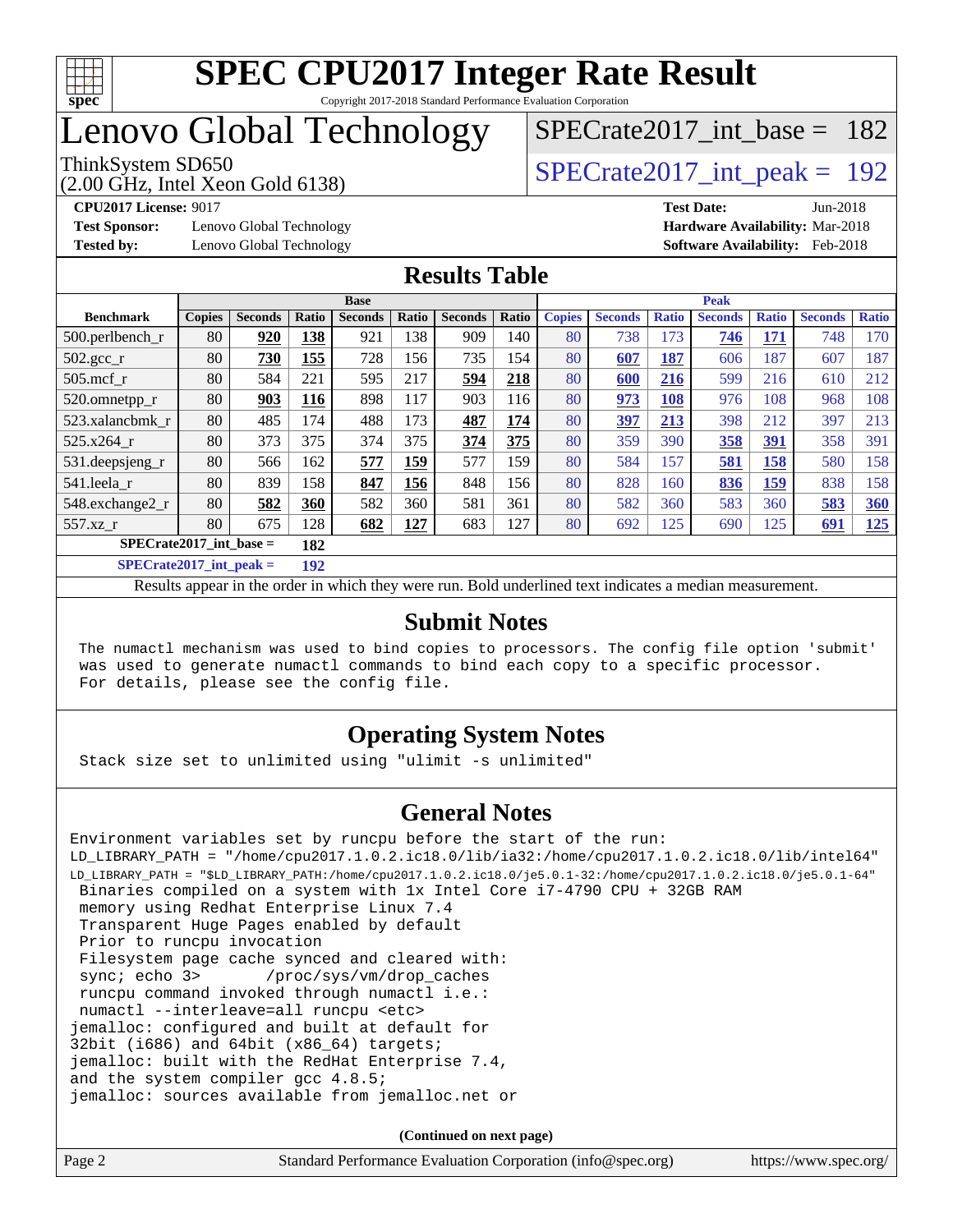# SPEC CPU2017 Integer Rate Result

Copyright 2017-2018 Standard Performance Evaluation Corporation

# Lenovo Global Technology

ThinkSystem SD650
(2.00 GHz, Intel Xeon Gold 6138)

SPECrate2017_int_base = 182

SPECrate2017_int_peak = 192

**CPU2017 License:** 9017
**Test Sponsor:** Lenovo Global Technology
**Tested by:** Lenovo Global Technology

**Test Date:** Jun-2018
**Hardware Availability:** Mar-2018
**Software Availability:** Feb-2018

## Results Table

| Benchmark | Base | | | | | | | Peak | | | | | | |
|---|---|---|---|---|---|---|---|---|---|---|---|---|---|---|
| | Copies | Seconds | Ratio | Seconds | Ratio | Seconds | Ratio | Copies | Seconds | Ratio | Seconds | Ratio | Seconds | Ratio |
| 500.perlbench_r | 80 | **920** | **138** | 921 | 138 | 909 | 140 | 80 | 738 | 173 | **746** | **171** | 748 | 170 |
| 502.gcc_r | 80 | **730** | **155** | 728 | 156 | 735 | 154 | 80 | **607** | **187** | 606 | 187 | 607 | 187 |
| 505.mcf_r | 80 | 584 | 221 | 595 | 217 | **594** | **218** | 80 | **600** | **216** | 599 | 216 | 610 | 212 |
| 520.omnetpp_r | 80 | **903** | **116** | 898 | 117 | 903 | 116 | 80 | **973** | **108** | 976 | 108 | 968 | 108 |
| 523.xalancbmk_r | 80 | 485 | 174 | 488 | 173 | **487** | **174** | 80 | **397** | **213** | 398 | 212 | 397 | 213 |
| 525.x264_r | 80 | 373 | 375 | 374 | 375 | **374** | **375** | 80 | 359 | 390 | **358** | **391** | 358 | 391 |
| 531.deepsjeng_r | 80 | 566 | 162 | **577** | **159** | 577 | 159 | 80 | 584 | 157 | **581** | **158** | 580 | 158 |
| 541.leela_r | 80 | 839 | 158 | **847** | **156** | 848 | 156 | 80 | 828 | 160 | **836** | **159** | 838 | 158 |
| 548.exchange2_r | 80 | **582** | **360** | 582 | 360 | 581 | 361 | 80 | 582 | 360 | 583 | 360 | **583** | **360** |
| 557.xz_r | 80 | 675 | 128 | **682** | **127** | 683 | 127 | 80 | 692 | 125 | 690 | 125 | **691** | **125** |

**SPECrate2017_int_base = 182**

**SPECrate2017_int_peak = 192**

Results appear in the order in which they were run. Bold underlined text indicates a median measurement.

## Submit Notes

The numactl mechanism was used to bind copies to processors. The config file option 'submit' was used to generate numactl commands to bind each copy to a specific processor. For details, please see the config file.

## Operating System Notes

Stack size set to unlimited using "ulimit -s unlimited"

## General Notes

```
Environment variables set by runcpu before the start of the run:
LD_LIBRARY_PATH = "/home/cpu2017.1.0.2.ic18.0/lib/ia32:/home/cpu2017.1.0.2.ic18.0/lib/intel64"
LD_LIBRARY_PATH = "$LD_LIBRARY_PATH:/home/cpu2017.1.0.2.ic18.0/je5.0.1-32:/home/cpu2017.1.0.2.ic18.0/je5.0.1-64"
 Binaries compiled on a system with 1x Intel Core i7-4790 CPU + 32GB RAM
 memory using Redhat Enterprise Linux 7.4
 Transparent Huge Pages enabled by default
 Prior to runcpu invocation
 Filesystem page cache synced and cleared with:
 sync; echo 3>       /proc/sys/vm/drop_caches
 runcpu command invoked through numactl i.e.:
 numactl --interleave=all runcpu <etc>
jemalloc: configured and built at default for
32bit (i686) and 64bit (x86_64) targets;
jemalloc: built with the RedHat Enterprise 7.4,
and the system compiler gcc 4.8.5;
jemalloc: sources available from jemalloc.net or
```

(Continued on next page)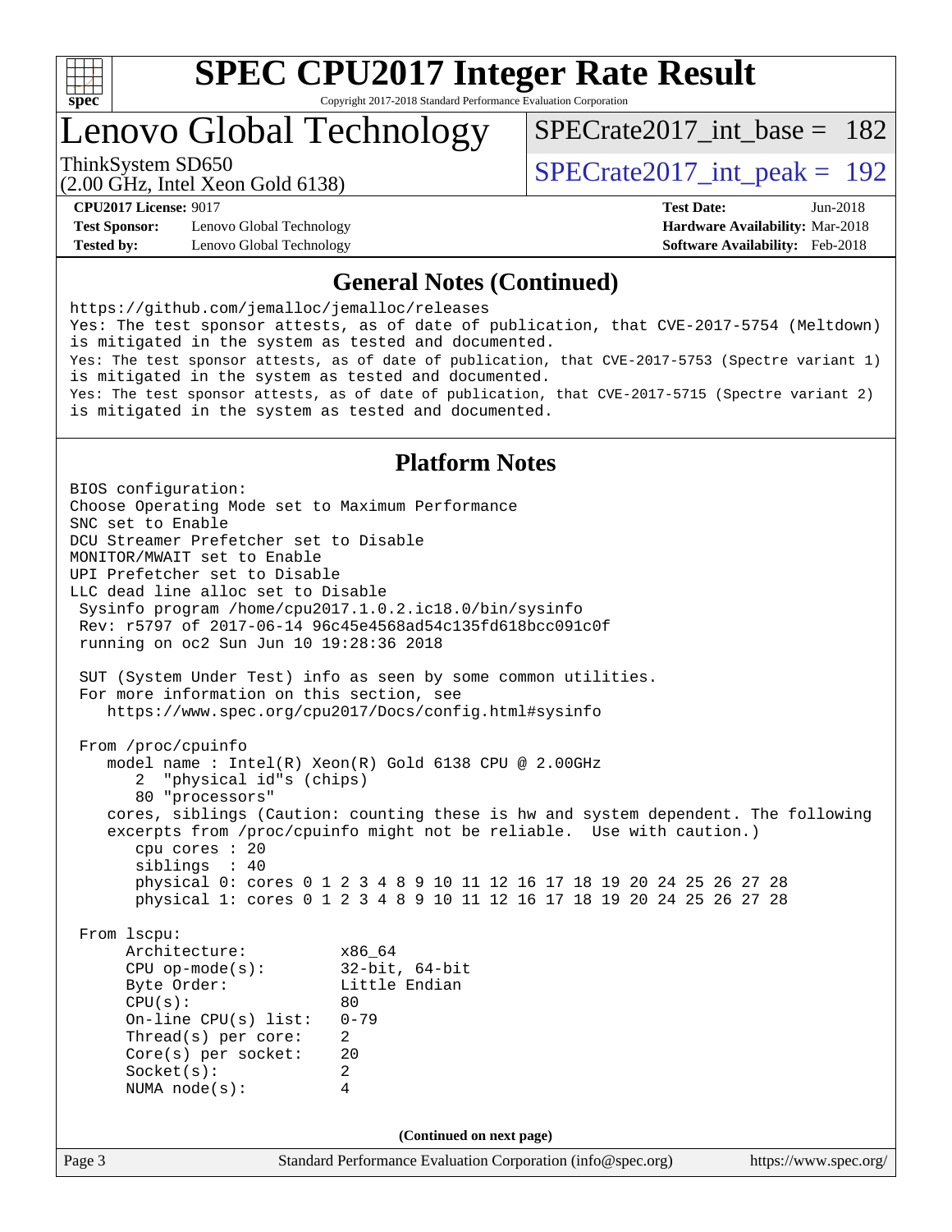## General Notes (Continued)

```
https://github.com/jemalloc/jemalloc/releases
Yes: The test sponsor attests, as of date of publication, that CVE-2017-5754 (Meltdown)
is mitigated in the system as tested and documented.
Yes: The test sponsor attests, as of date of publication, that CVE-2017-5753 (Spectre variant 1)
is mitigated in the system as tested and documented.
Yes: The test sponsor attests, as of date of publication, that CVE-2017-5715 (Spectre variant 2)
is mitigated in the system as tested and documented.
```

## Platform Notes

```
BIOS configuration:
Choose Operating Mode set to Maximum Performance
SNC set to Enable
DCU Streamer Prefetcher set to Disable
MONITOR/MWAIT set to Enable
UPI Prefetcher set to Disable
LLC dead line alloc set to Disable
 Sysinfo program /home/cpu2017.1.0.2.ic18.0/bin/sysinfo
 Rev: r5797 of 2017-06-14 96c45e4568ad54c135fd618bcc091c0f
 running on oc2 Sun Jun 10 19:28:36 2018

 SUT (System Under Test) info as seen by some common utilities.
 For more information on this section, see
    https://www.spec.org/cpu2017/Docs/config.html#sysinfo

 From /proc/cpuinfo
    model name : Intel(R) Xeon(R) Gold 6138 CPU @ 2.00GHz
       2  "physical id"s (chips)
       80 "processors"
    cores, siblings (Caution: counting these is hw and system dependent. The following
    excerpts from /proc/cpuinfo might not be reliable.  Use with caution.)
       cpu cores : 20
       siblings  : 40
       physical 0: cores 0 1 2 3 4 8 9 10 11 12 16 17 18 19 20 24 25 26 27 28
       physical 1: cores 0 1 2 3 4 8 9 10 11 12 16 17 18 19 20 24 25 26 27 28

 From lscpu:
      Architecture:          x86_64
      CPU op-mode(s):        32-bit, 64-bit
      Byte Order:            Little Endian
      CPU(s):                80
      On-line CPU(s) list:   0-79
      Thread(s) per core:    2
      Core(s) per socket:    20
      Socket(s):             2
      NUMA node(s):          4
```

(Continued on next page)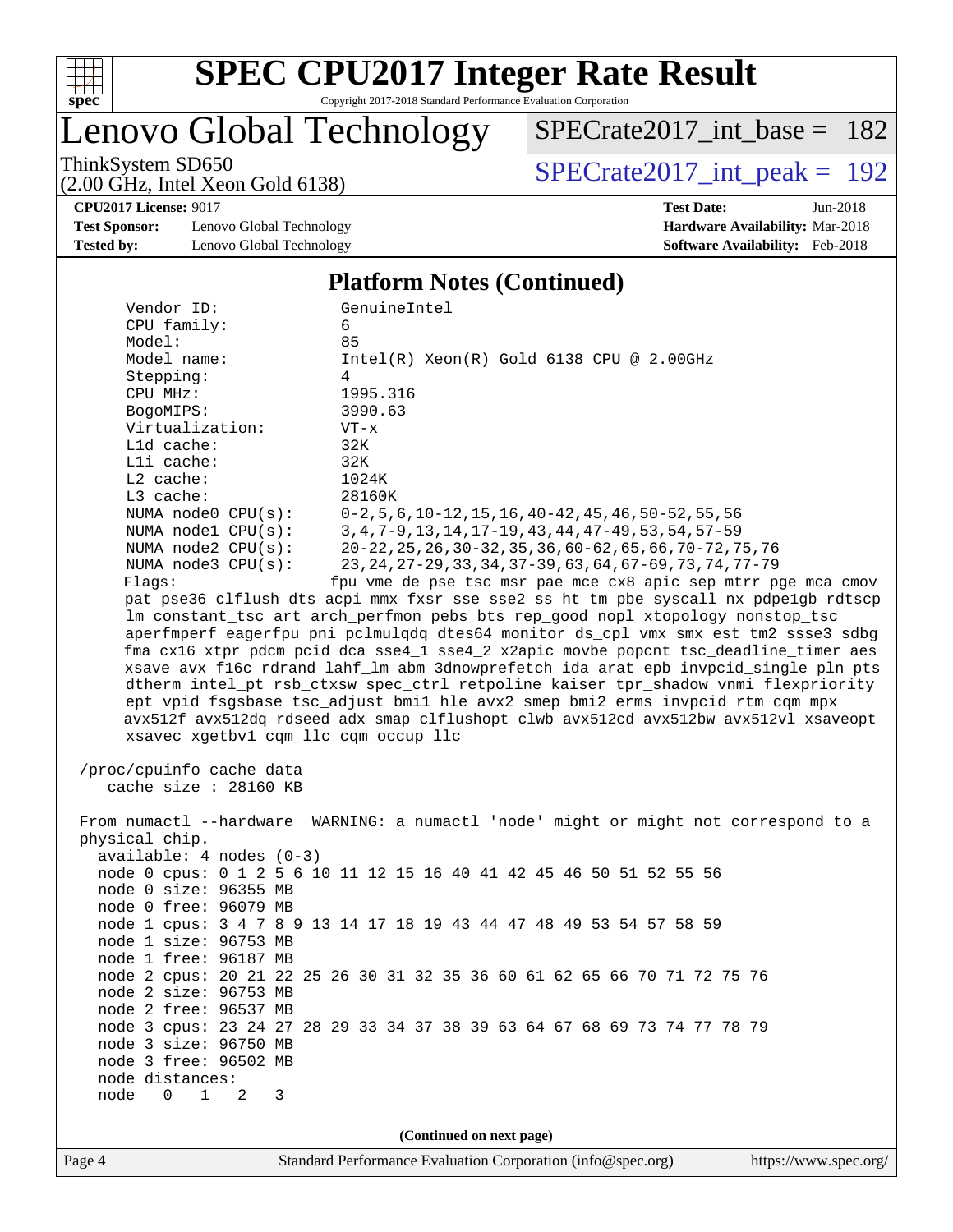## Platform Notes (Continued)

```
     Vendor ID:              GenuineIntel
     CPU family:             6
     Model:                  85
     Model name:             Intel(R) Xeon(R) Gold 6138 CPU @ 2.00GHz
     Stepping:               4
     CPU MHz:                1995.316
     BogoMIPS:               3990.63
     Virtualization:         VT-x
     L1d cache:              32K
     L1i cache:              32K
     L2 cache:               1024K
     L3 cache:               28160K
     NUMA node0 CPU(s):      0-2,5,6,10-12,15,16,40-42,45,46,50-52,55,56
     NUMA node1 CPU(s):      3,4,7-9,13,14,17-19,43,44,47-49,53,54,57-59
     NUMA node2 CPU(s):      20-22,25,26,30-32,35,36,60-62,65,66,70-72,75,76
     NUMA node3 CPU(s):      23,24,27-29,33,34,37-39,63,64,67-69,73,74,77-79
     Flags:                  fpu vme de pse tsc msr pae mce cx8 apic sep mtrr pge mca cmov
     pat pse36 clflush dts acpi mmx fxsr sse sse2 ss ht tm pbe syscall nx pdpe1gb rdtscp
     lm constant_tsc art arch_perfmon pebs bts rep_good nopl xtopology nonstop_tsc
     aperfmperf eagerfpu pni pclmulqdq dtes64 monitor ds_cpl vmx smx est tm2 ssse3 sdbg
     fma cx16 xtpr pdcm pcid dca sse4_1 sse4_2 x2apic movbe popcnt tsc_deadline_timer aes
     xsave avx f16c rdrand lahf_lm abm 3dnowprefetch ida arat epb invpcid_single pln pts
     dtherm intel_pt rsb_ctxsw spec_ctrl retpoline kaiser tpr_shadow vnmi flexpriority
     ept vpid fsgsbase tsc_adjust bmi1 hle avx2 smep bmi2 erms invpcid rtm cqm mpx
     avx512f avx512dq rdseed adx smap clflushopt clwb avx512cd avx512bw avx512vl xsaveopt
     xsavec xgetbv1 cqm_llc cqm_occup_llc

 /proc/cpuinfo cache data
    cache size : 28160 KB

 From numactl --hardware  WARNING: a numactl 'node' might or might not correspond to a
 physical chip.
   available: 4 nodes (0-3)
   node 0 cpus: 0 1 2 5 6 10 11 12 15 16 40 41 42 45 46 50 51 52 55 56
   node 0 size: 96355 MB
   node 0 free: 96079 MB
   node 1 cpus: 3 4 7 8 9 13 14 17 18 19 43 44 47 48 49 53 54 57 58 59
   node 1 size: 96753 MB
   node 1 free: 96187 MB
   node 2 cpus: 20 21 22 25 26 30 31 32 35 36 60 61 62 65 66 70 71 72 75 76
   node 2 size: 96753 MB
   node 2 free: 96537 MB
   node 3 cpus: 23 24 27 28 29 33 34 37 38 39 63 64 67 68 69 73 74 77 78 79
   node 3 size: 96750 MB
   node 3 free: 96502 MB
   node distances:
   node   0   1   2   3
```

**(Continued on next page)**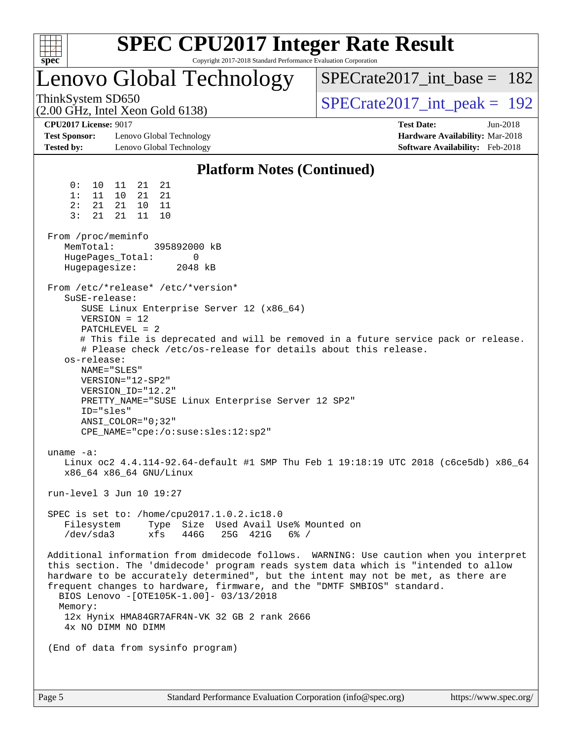# SPEC CPU2017 Integer Rate Result

Copyright 2017-2018 Standard Performance Evaluation Corporation

# Lenovo Global Technology

ThinkSystem SD650
(2.00 GHz, Intel Xeon Gold 6138)

SPECrate2017_int_base = 182

SPECrate2017_int_peak = 192

**CPU2017 License:** 9017
**Test Sponsor:** Lenovo Global Technology
**Tested by:** Lenovo Global Technology

**Test Date:** Jun-2018
**Hardware Availability:** Mar-2018
**Software Availability:** Feb-2018

## Platform Notes (Continued)

```
     0:  10  11  21  21
     1:  11  10  21  21
     2:  21  21  10  11
     3:  21  21  11  10

 From /proc/meminfo
    MemTotal:       395892000 kB
    HugePages_Total:       0
    Hugepagesize:       2048 kB

 From /etc/*release* /etc/*version*
    SuSE-release:
       SUSE Linux Enterprise Server 12 (x86_64)
       VERSION = 12
       PATCHLEVEL = 2
       # This file is deprecated and will be removed in a future service pack or release.
       # Please check /etc/os-release for details about this release.
    os-release:
       NAME="SLES"
       VERSION="12-SP2"
       VERSION_ID="12.2"
       PRETTY_NAME="SUSE Linux Enterprise Server 12 SP2"
       ID="sles"
       ANSI_COLOR="0;32"
       CPE_NAME="cpe:/o:suse:sles:12:sp2"

 uname -a:
    Linux oc2 4.4.114-92.64-default #1 SMP Thu Feb 1 19:18:19 UTC 2018 (c6ce5db) x86_64
    x86_64 x86_64 GNU/Linux

 run-level 3 Jun 10 19:27

 SPEC is set to: /home/cpu2017.1.0.2.ic18.0
    Filesystem     Type  Size  Used Avail Use% Mounted on
    /dev/sda3      xfs   446G   25G  421G   6% /

 Additional information from dmidecode follows.  WARNING: Use caution when you interpret
 this section. The 'dmidecode' program reads system data which is "intended to allow
 hardware to be accurately determined", but the intent may not be met, as there are
 frequent changes to hardware, firmware, and the "DMTF SMBIOS" standard.
   BIOS Lenovo -[OTE105K-1.00]- 03/13/2018
   Memory:
    12x Hynix HMA84GR7AFR4N-VK 32 GB 2 rank 2666
    4x NO DIMM NO DIMM

 (End of data from sysinfo program)
```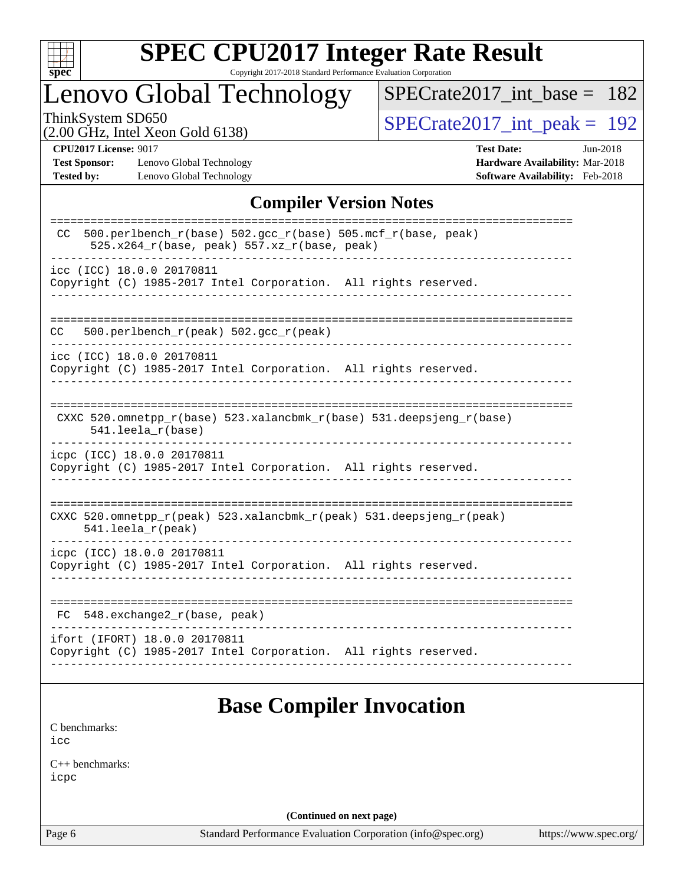## Compiler Version Notes

```
==============================================================================
 CC  500.perlbench_r(base) 502.gcc_r(base) 505.mcf_r(base, peak)
      525.x264_r(base, peak) 557.xz_r(base, peak)
------------------------------------------------------------------------------
icc (ICC) 18.0.0 20170811
Copyright (C) 1985-2017 Intel Corporation.  All rights reserved.
------------------------------------------------------------------------------

==============================================================================
CC   500.perlbench_r(peak) 502.gcc_r(peak)
------------------------------------------------------------------------------
icc (ICC) 18.0.0 20170811
Copyright (C) 1985-2017 Intel Corporation.  All rights reserved.
------------------------------------------------------------------------------

==============================================================================
 CXXC 520.omnetpp_r(base) 523.xalancbmk_r(base) 531.deepsjeng_r(base)
      541.leela_r(base)
------------------------------------------------------------------------------
icpc (ICC) 18.0.0 20170811
Copyright (C) 1985-2017 Intel Corporation.  All rights reserved.
------------------------------------------------------------------------------

==============================================================================
CXXC 520.omnetpp_r(peak) 523.xalancbmk_r(peak) 531.deepsjeng_r(peak)
     541.leela_r(peak)
------------------------------------------------------------------------------
icpc (ICC) 18.0.0 20170811
Copyright (C) 1985-2017 Intel Corporation.  All rights reserved.
------------------------------------------------------------------------------

==============================================================================
 FC  548.exchange2_r(base, peak)
------------------------------------------------------------------------------
ifort (IFORT) 18.0.0 20170811
Copyright (C) 1985-2017 Intel Corporation.  All rights reserved.
------------------------------------------------------------------------------
```

## Base Compiler Invocation

C benchmarks:
icc

C++ benchmarks:
icpc

**(Continued on next page)**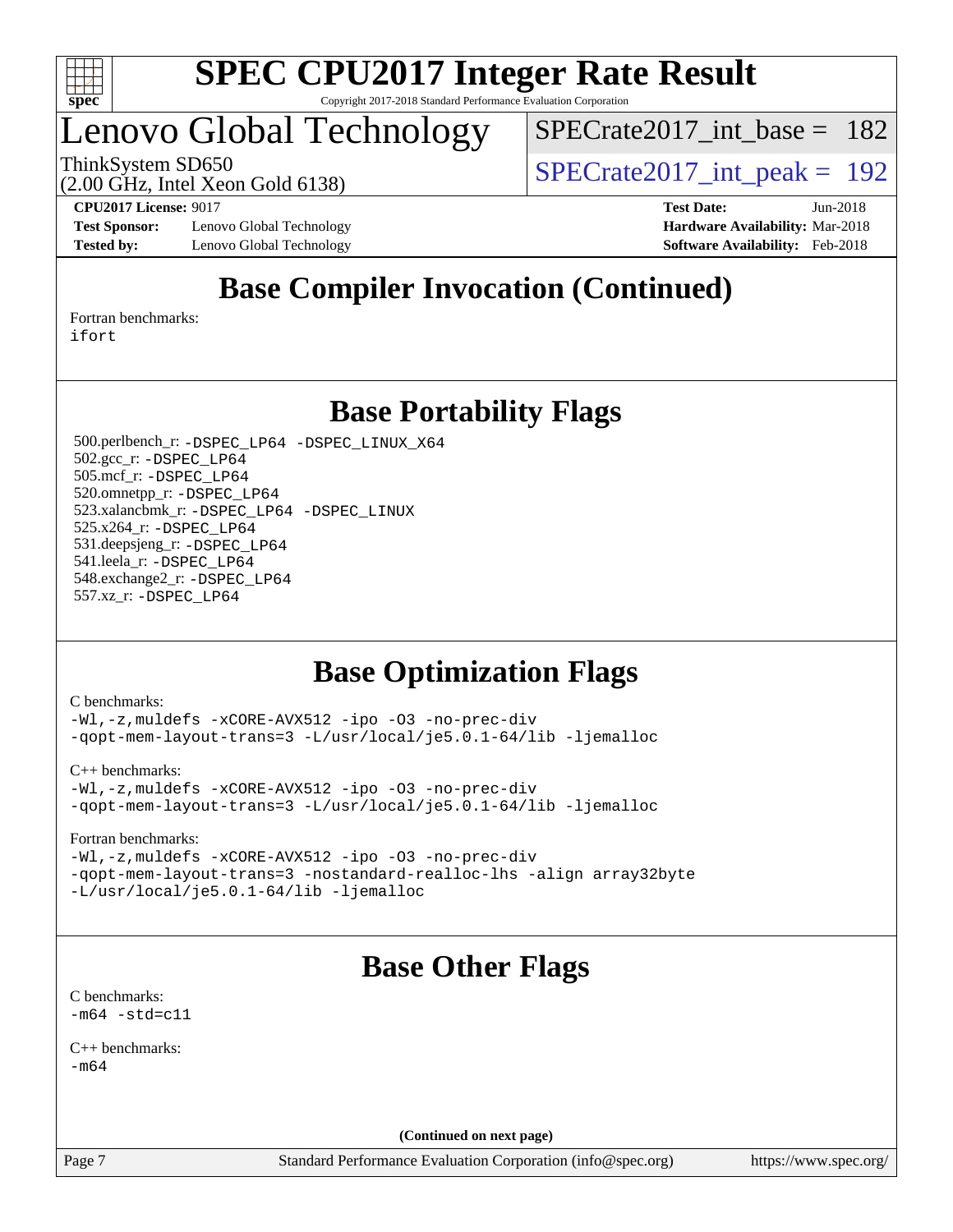## Base Compiler Invocation (Continued)

Fortran benchmarks:
ifort

## Base Portability Flags

500.perlbench_r: -DSPEC_LP64 -DSPEC_LINUX_X64
502.gcc_r: -DSPEC_LP64
505.mcf_r: -DSPEC_LP64
520.omnetpp_r: -DSPEC_LP64
523.xalancbmk_r: -DSPEC_LP64 -DSPEC_LINUX
525.x264_r: -DSPEC_LP64
531.deepsjeng_r: -DSPEC_LP64
541.leela_r: -DSPEC_LP64
548.exchange2_r: -DSPEC_LP64
557.xz_r: -DSPEC_LP64

## Base Optimization Flags

C benchmarks:
-Wl,-z,muldefs -xCORE-AVX512 -ipo -O3 -no-prec-div
-qopt-mem-layout-trans=3 -L/usr/local/je5.0.1-64/lib -ljemalloc

C++ benchmarks:
-Wl,-z,muldefs -xCORE-AVX512 -ipo -O3 -no-prec-div
-qopt-mem-layout-trans=3 -L/usr/local/je5.0.1-64/lib -ljemalloc

Fortran benchmarks:
-Wl,-z,muldefs -xCORE-AVX512 -ipo -O3 -no-prec-div
-qopt-mem-layout-trans=3 -nostandard-realloc-lhs -align array32byte
-L/usr/local/je5.0.1-64/lib -ljemalloc

## Base Other Flags

C benchmarks:
-m64 -std=c11

C++ benchmarks:
-m64

**(Continued on next page)**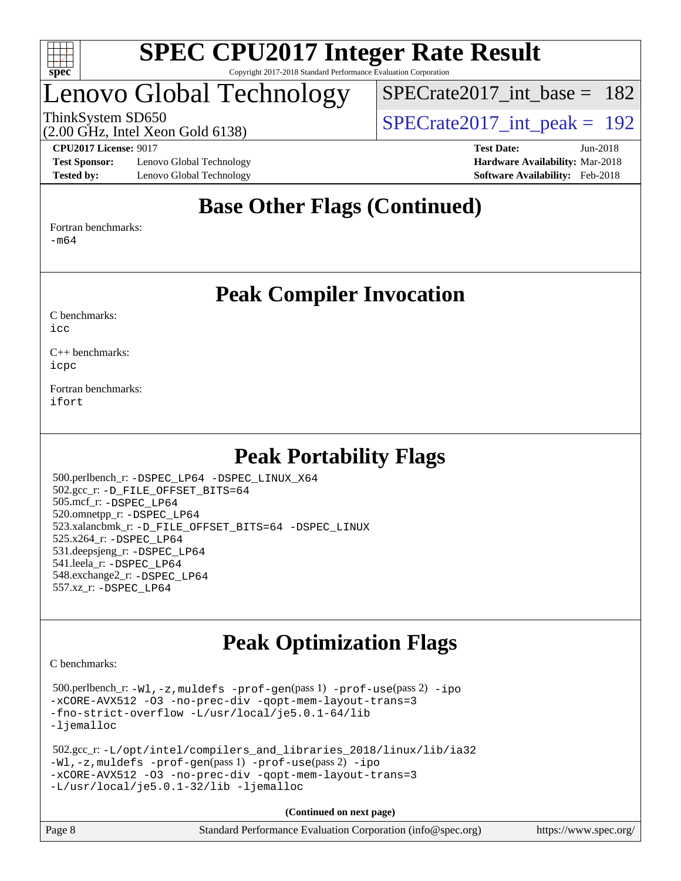# SPEC CPU2017 Integer Rate Result

Copyright 2017-2018 Standard Performance Evaluation Corporation

## Lenovo Global Technology

ThinkSystem SD650
(2.00 GHz, Intel Xeon Gold 6138)

SPECrate2017_int_base = 182

SPECrate2017_int_peak = 192

**CPU2017 License:** 9017
**Test Sponsor:** Lenovo Global Technology
**Tested by:** Lenovo Global Technology

**Test Date:** Jun-2018
**Hardware Availability:** Mar-2018
**Software Availability:** Feb-2018

## Base Other Flags (Continued)

Fortran benchmarks:
-m64

## Peak Compiler Invocation

C benchmarks:
icc

C++ benchmarks:
icpc

Fortran benchmarks:
ifort

## Peak Portability Flags

500.perlbench_r: -DSPEC_LP64 -DSPEC_LINUX_X64
502.gcc_r: -D_FILE_OFFSET_BITS=64
505.mcf_r: -DSPEC_LP64
520.omnetpp_r: -DSPEC_LP64
523.xalancbmk_r: -D_FILE_OFFSET_BITS=64 -DSPEC_LINUX
525.x264_r: -DSPEC_LP64
531.deepsjeng_r: -DSPEC_LP64
541.leela_r: -DSPEC_LP64
548.exchange2_r: -DSPEC_LP64
557.xz_r: -DSPEC_LP64

## Peak Optimization Flags

C benchmarks:

500.perlbench_r: -Wl,-z,muldefs -prof-gen(pass 1) -prof-use(pass 2) -ipo
-xCORE-AVX512 -O3 -no-prec-div -qopt-mem-layout-trans=3
-fno-strict-overflow -L/usr/local/je5.0.1-64/lib
-ljemalloc

502.gcc_r: -L/opt/intel/compilers_and_libraries_2018/linux/lib/ia32
-Wl,-z,muldefs -prof-gen(pass 1) -prof-use(pass 2) -ipo
-xCORE-AVX512 -O3 -no-prec-div -qopt-mem-layout-trans=3
-L/usr/local/je5.0.1-32/lib -ljemalloc

**(Continued on next page)**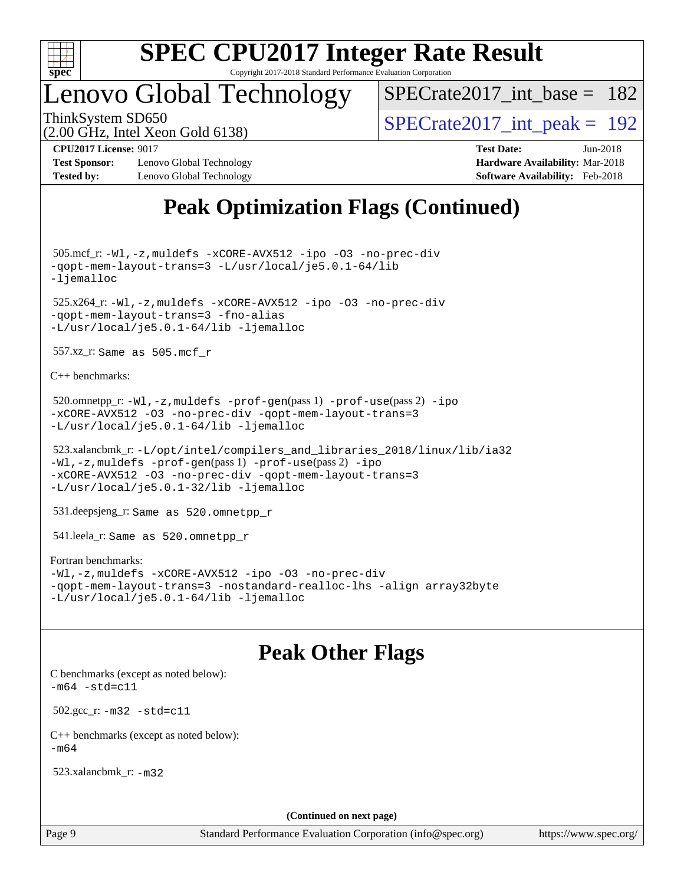# Peak Optimization Flags (Continued)

505.mcf_r: `-Wl,-z,muldefs -xCORE-AVX512 -ipo -O3 -no-prec-div -qopt-mem-layout-trans=3 -L/usr/local/je5.0.1-64/lib -ljemalloc`

525.x264_r: `-Wl,-z,muldefs -xCORE-AVX512 -ipo -O3 -no-prec-div -qopt-mem-layout-trans=3 -fno-alias -L/usr/local/je5.0.1-64/lib -ljemalloc`

557.xz_r: `Same as 505.mcf_r`

C++ benchmarks:

520.omnetpp_r: `-Wl,-z,muldefs -prof-gen`(pass 1) `-prof-use`(pass 2) `-ipo -xCORE-AVX512 -O3 -no-prec-div -qopt-mem-layout-trans=3 -L/usr/local/je5.0.1-64/lib -ljemalloc`

523.xalancbmk_r: `-L/opt/intel/compilers_and_libraries_2018/linux/lib/ia32 -Wl,-z,muldefs -prof-gen`(pass 1) `-prof-use`(pass 2) `-ipo -xCORE-AVX512 -O3 -no-prec-div -qopt-mem-layout-trans=3 -L/usr/local/je5.0.1-32/lib -ljemalloc`

531.deepsjeng_r: `Same as 520.omnetpp_r`

541.leela_r: `Same as 520.omnetpp_r`

Fortran benchmarks:
`-Wl,-z,muldefs -xCORE-AVX512 -ipo -O3 -no-prec-div -qopt-mem-layout-trans=3 -nostandard-realloc-lhs -align array32byte -L/usr/local/je5.0.1-64/lib -ljemalloc`

# Peak Other Flags

C benchmarks (except as noted below):
`-m64 -std=c11`

502.gcc_r: `-m32 -std=c11`

C++ benchmarks (except as noted below):
`-m64`

523.xalancbmk_r: `-m32`

**(Continued on next page)**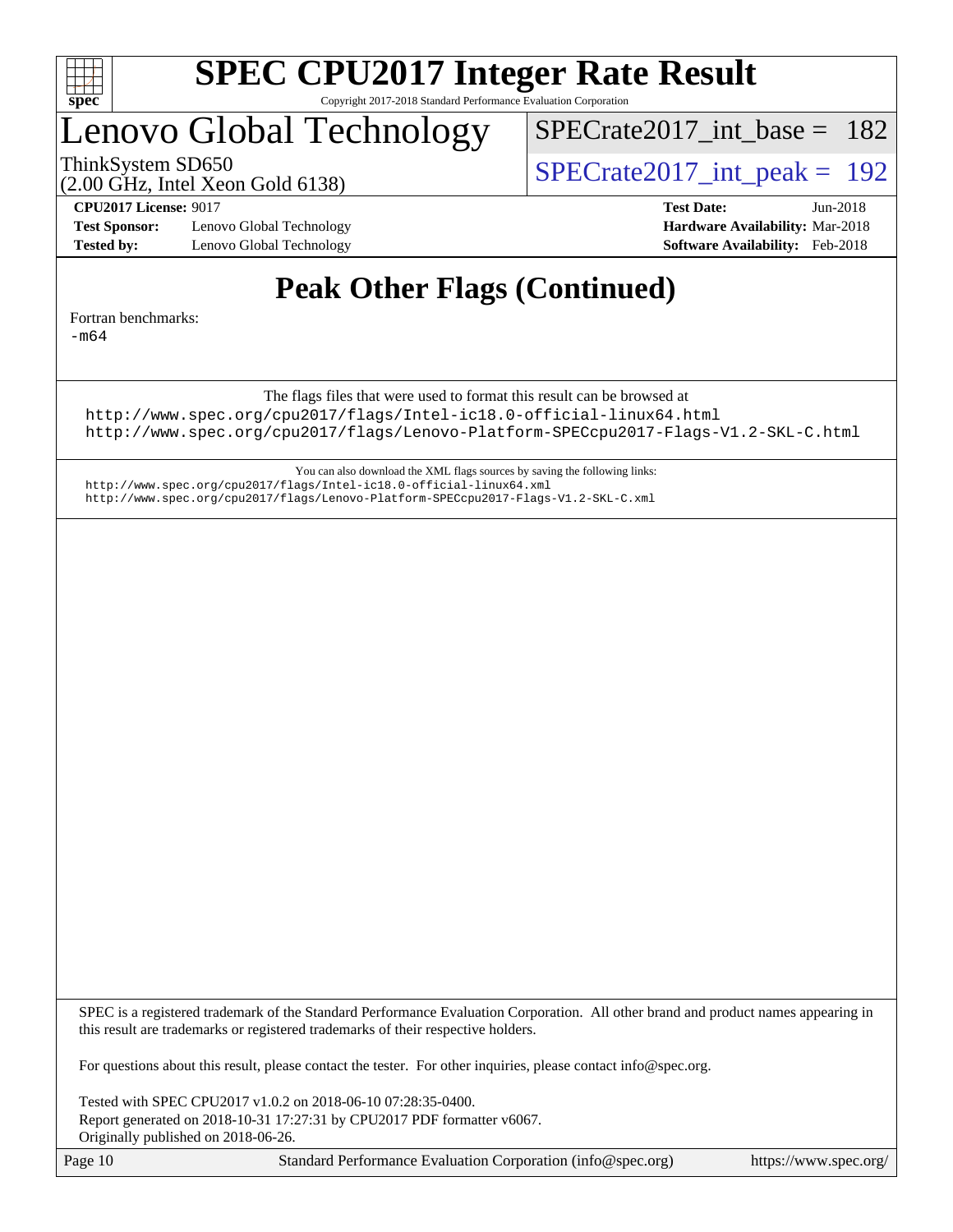# Peak Other Flags (Continued)

Fortran benchmarks:

-m64

The flags files that were used to format this result can be browsed at

http://www.spec.org/cpu2017/flags/Intel-ic18.0-official-linux64.html

http://www.spec.org/cpu2017/flags/Lenovo-Platform-SPECcpu2017-Flags-V1.2-SKL-C.html

You can also download the XML flags sources by saving the following links:

http://www.spec.org/cpu2017/flags/Intel-ic18.0-official-linux64.xml

http://www.spec.org/cpu2017/flags/Lenovo-Platform-SPECcpu2017-Flags-V1.2-SKL-C.xml

SPEC is a registered trademark of the Standard Performance Evaluation Corporation. All other brand and product names appearing in this result are trademarks or registered trademarks of their respective holders.

For questions about this result, please contact the tester. For other inquiries, please contact info@spec.org.

Tested with SPEC CPU2017 v1.0.2 on 2018-06-10 07:28:35-0400.
Report generated on 2018-10-31 17:27:31 by CPU2017 PDF formatter v6067.
Originally published on 2018-06-26.